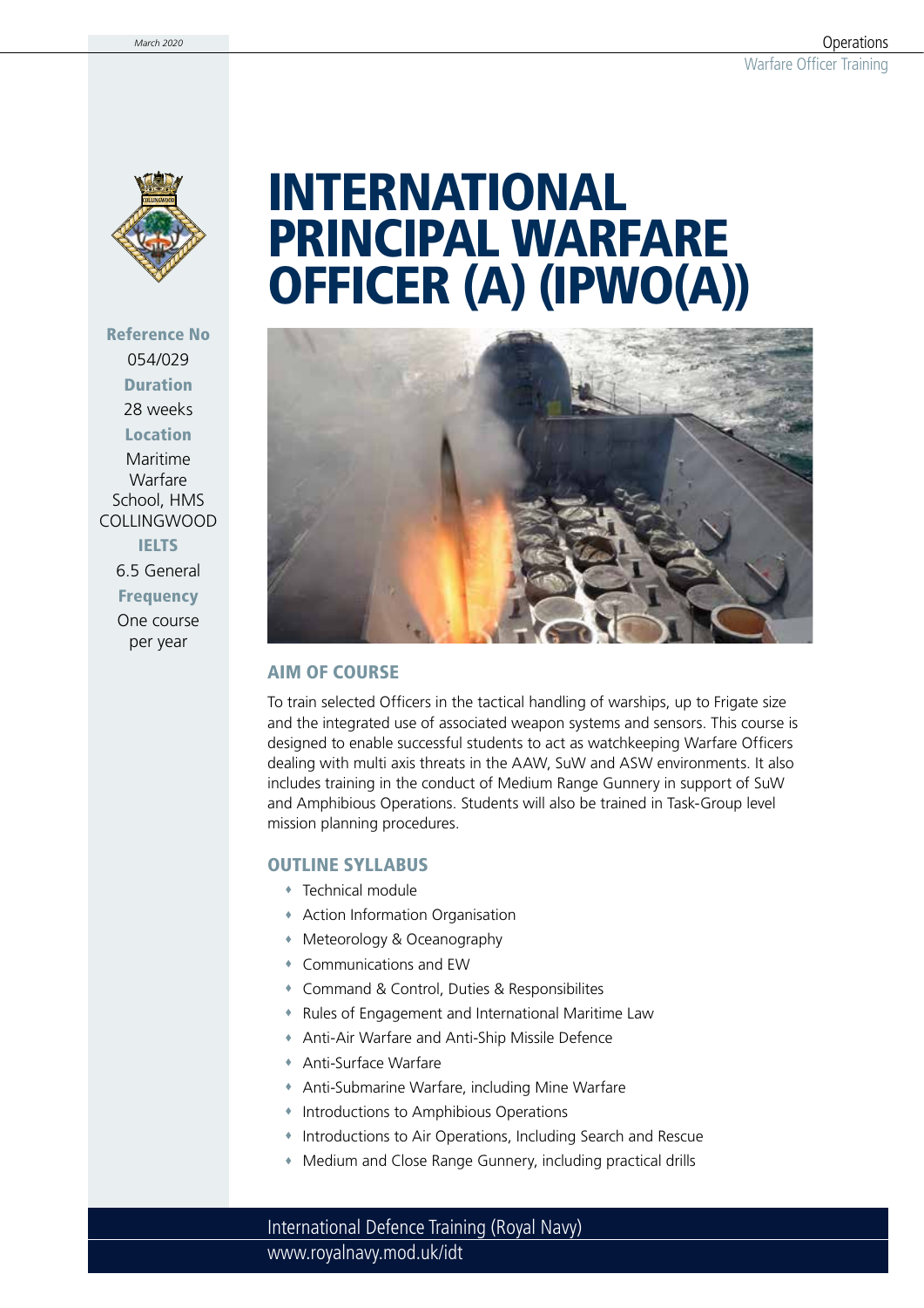# INTERNATIONAL PRINCIPAL WARFARE OFFICER (A) (IPWO(A))

**Reference No**
054/029

**Duration**
28 weeks

**Location**
Maritime Warfare School, HMS COLLINGWOOD

**IELTS**
6.5 General

**Frequency**
One course per year

## AIM OF COURSE

To train selected Officers in the tactical handling of warships, up to Frigate size and the integrated use of associated weapon systems and sensors. This course is designed to enable successful students to act as watchkeeping Warfare Officers dealing with multi axis threats in the AAW, SuW and ASW environments. It also includes training in the conduct of Medium Range Gunnery in support of SuW and Amphibious Operations. Students will also be trained in Task-Group level mission planning procedures.

## OUTLINE SYLLABUS

- Technical module
- Action Information Organisation
- Meteorology & Oceanography
- Communications and EW
- Command & Control, Duties & Responsibilites
- Rules of Engagement and International Maritime Law
- Anti-Air Warfare and Anti-Ship Missile Defence
- Anti-Surface Warfare
- Anti-Submarine Warfare, including Mine Warfare
- Introductions to Amphibious Operations
- Introductions to Air Operations, Including Search and Rescue
- Medium and Close Range Gunnery, including practical drills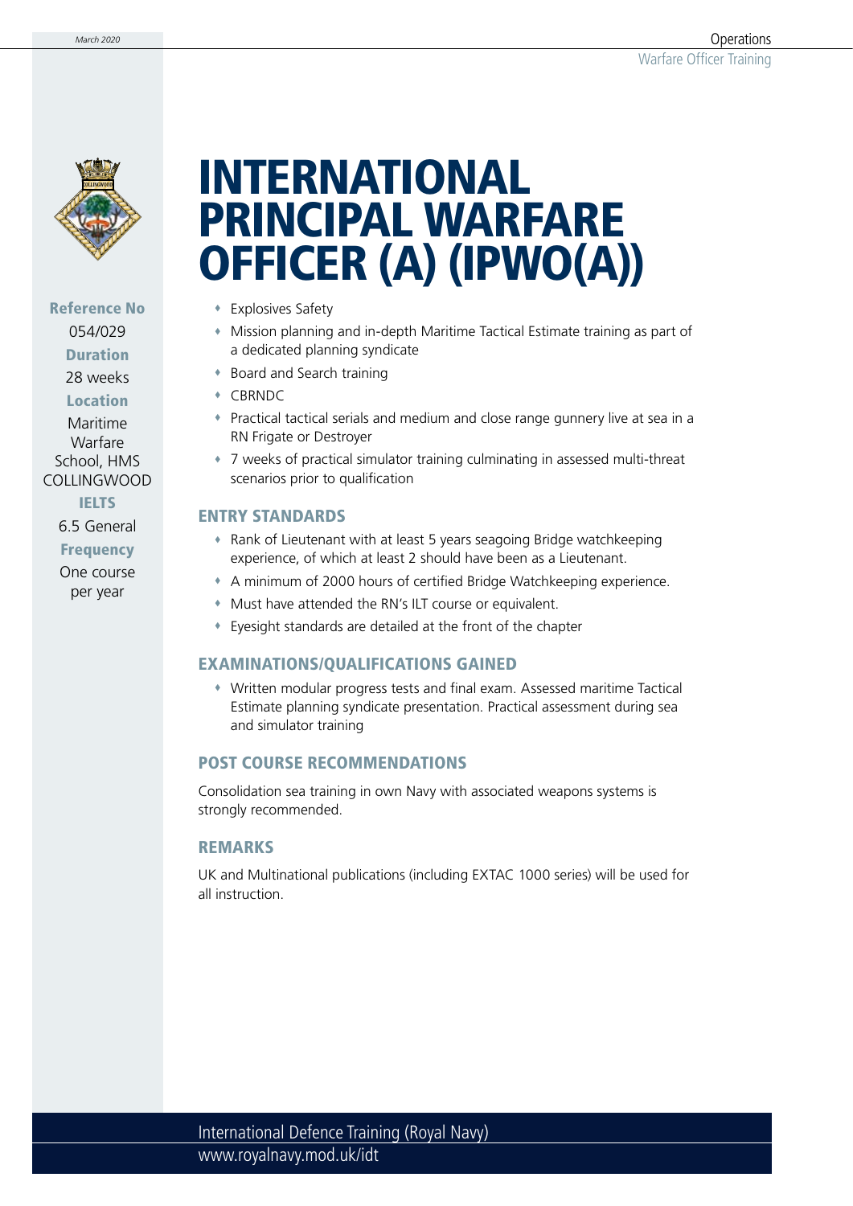# INTERNATIONAL PRINCIPAL WARFARE OFFICER (A) (IPWO(A))

**Reference No**
054/029

**Duration**
28 weeks

**Location**
Maritime Warfare School, HMS COLLINGWOOD

**IELTS**
6.5 General

**Frequency**
One course per year

- Explosives Safety
- Mission planning and in-depth Maritime Tactical Estimate training as part of a dedicated planning syndicate
- Board and Search training
- CBRNDC
- Practical tactical serials and medium and close range gunnery live at sea in a RN Frigate or Destroyer
- 7 weeks of practical simulator training culminating in assessed multi-threat scenarios prior to qualification

## ENTRY STANDARDS

- Rank of Lieutenant with at least 5 years seagoing Bridge watchkeeping experience, of which at least 2 should have been as a Lieutenant.
- A minimum of 2000 hours of certified Bridge Watchkeeping experience.
- Must have attended the RN's ILT course or equivalent.
- Eyesight standards are detailed at the front of the chapter

## EXAMINATIONS/QUALIFICATIONS GAINED

- Written modular progress tests and final exam. Assessed maritime Tactical Estimate planning syndicate presentation. Practical assessment during sea and simulator training

## POST COURSE RECOMMENDATIONS

Consolidation sea training in own Navy with associated weapons systems is strongly recommended.

## REMARKS

UK and Multinational publications (including EXTAC 1000 series) will be used for all instruction.